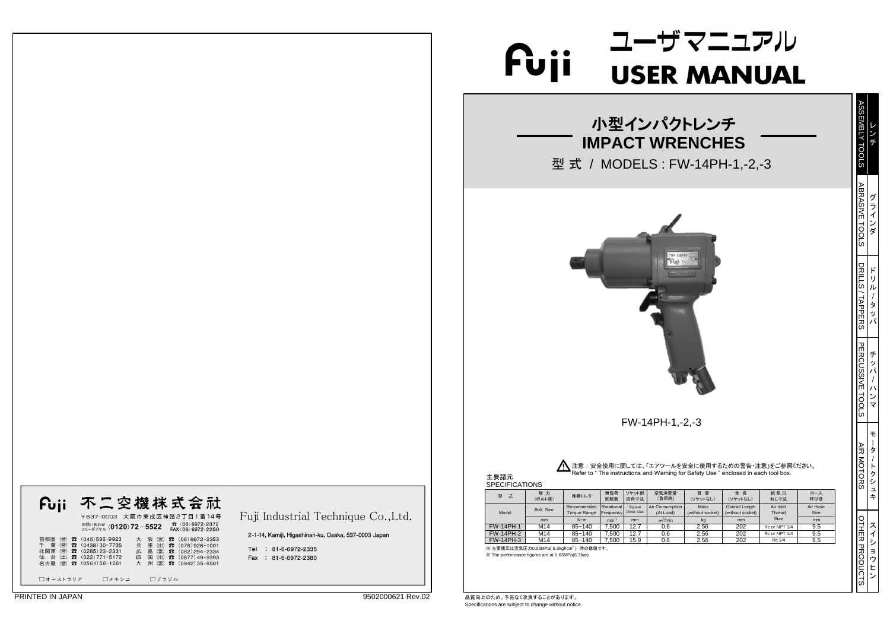# Fuji ユーザマニュアル USER MANUAL

## 小型インパクトレンチ IMPACT WRENCHES

型 式 / MODELS : FW-14PH-1,-2,-3

FW-14PH-1,-2,-3

⚠ 注意：安全使用に関しては、「エアツールを安全に使用するための警告・注意」をご参照ください。
Refer to " The instructions and Warning for Safety Use " enclosed in each tool box.

主要諸元
SPECIFICATIONS

| 型 式 | 能 力（ボルト径） | 推奨トルク | 無負荷回転数 | ソケット部四角寸法 | 空気消費量（負荷時） | 質 量（ソケットなし） | 全 長（ソケットなし） | 給 気 口 ねじ寸法 | ホース呼び径 |
|---|---|---|---|---|---|---|---|---|---|
| Model | Bolt Size | Recommended Torque Range | Rotational Frequency | Square Drive Size | Air Consumption (At Load) | Mass (without socket) | Overall Length (without socket) | Air Inlet Thread Size | Air Hose Size |
| | mm | N・m | min$^{-1}$ | mm | m$^3$/min | kg | mm | | mm |
| FW-14PH-1 | M14 | 85~140 | 7,500 | 12.7 | 0.6 | 2.56 | 202 | Rc or NPT 1/4 | 9.5 |
| FW-14PH-2 | M14 | 85~140 | 7,500 | 12.7 | 0.6 | 2.56 | 202 | Rc or NPT 1/4 | 9.5 |
| FW-14PH-3 | M14 | 85~140 | 7,500 | 15.9 | 0.6 | 2.56 | 202 | Rc 1/4 | 9.5 |

※ 主要諸元は空気圧力0.63MPa( 6.3kgf/cm$^2$ ) 時の数値です。
※ The performance figures are at 0.63MPa(6.3bar).

品質向上のため、予告なく改良することがあります。
Specifications are subject to change without notice.

レンチ ASSEMBLY TOOLS | グラインダ ABRASIVE TOOLS | ドリル／タッパ DRILLS / TAPPERS | チッパ／ハンマ PERCUSSIVE TOOLS | モータ／トクシュキ AIR MOTORS | スイショウヒン OTHER PRODUCTS

---

Fuji 不二空機株式会社

Fuji Industrial Technique Co.,Ltd.

〒537-0003 大阪市東成区神路2丁目1番14号
お問い合わせ フリーダイヤル (0120)72－5522 ☎ (06)6972-2372 FAX(06)6972-2250

2-1-14, Kamiji, Higashinari-ku, Osaka, 537-0003 Japan

Tel : 81-6-6972-2335
Fax : 81-6-6972-2380

首都圏（営）☎ (045)595-9923
千 葉（営）☎ (0438)30-7735
北関東（営）☎ (0285)23-2331
仙 台（出）☎ (022)771-5172
名古屋（営）☎ (0561)56-1261
大 阪（営）☎ (06)6972-2353
兵 庫（出）☎ (078)926-1001
広 島（営）☎ (082)294-2334
四 国（出）☎ (0877)49-9393
九 州（営）☎ (0942)35-8501

□オーストラリア　□メキシコ　□ブラジル

PRINTED IN JAPAN　9502000621 Rev.02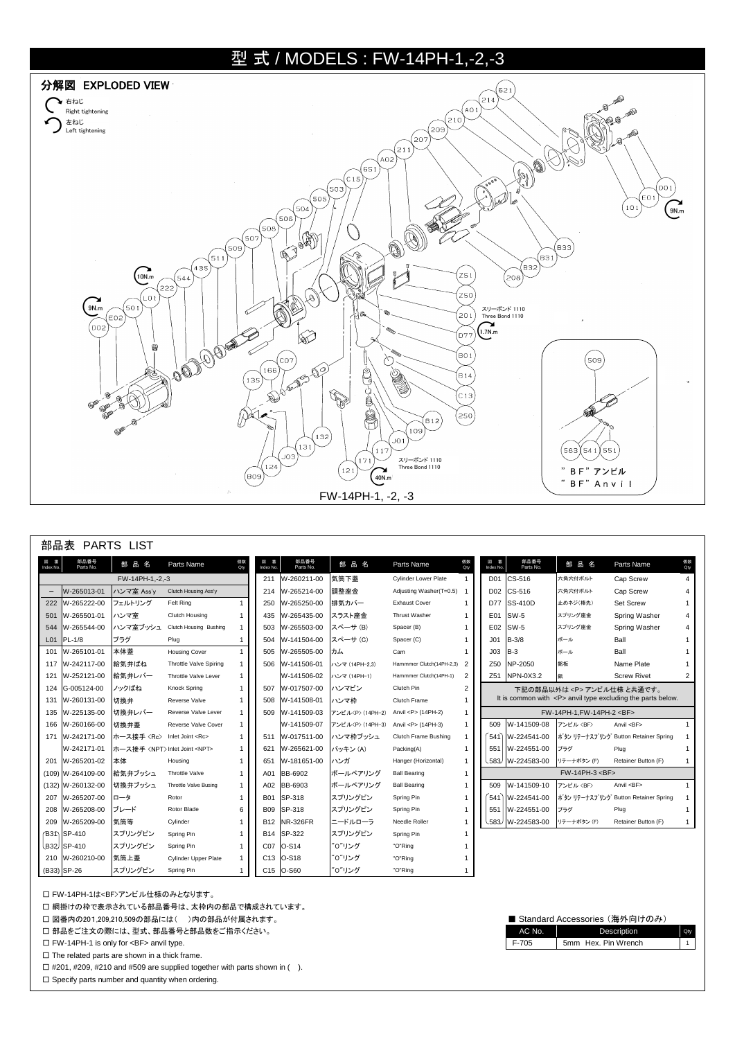# 型 式 / MODELS : FW-14PH-1,-2,-3

## 分解図 EXPLODED VIEW

右ねじ Right tightening
左ねじ Left tightening

FW-14PH-1, -2, -3

"BF" アンビル
"BF" Anvil

スリーボンド 1110 Three Bond 1110

## 部品表 PARTS LIST

| 図番 Index No. | 部品番号 Parts No. | 部品名 | Parts Name | 個数 Qty |
|---|---|---|---|---|
| FW-14PH-1,-2,-3 | | | | |
| – | W-265013-01 | ハンマ室 Ass'y | Clutch Housing Ass'y | |
| 222 | W-265222-00 | フェルトリング | Felt Ring | 1 |
| 501 | W-265501-01 | ハンマ室 | Clutch Housing | 1 |
| 544 | W-265544-00 | ハンマ室ブッシュ | Clutch Housing Bushing | 1 |
| L01 | PL-1/8 | プラグ | Plug | 1 |
| 101 | W-265101-01 | 本体蓋 | Housing Cover | 1 |
| 117 | W-242117-00 | 給気弁ばね | Throttle Valve Spiring | 1 |
| 121 | W-252121-00 | 給気弁レバー | Throttle Valve Lever | 1 |
| 124 | G-005124-00 | ノックばね | Knock Spring | 1 |
| 131 | W-260131-00 | 切換弁 | Reverse Valve | 1 |
| 135 | W-225135-00 | 切換弁レバー | Reverse Valve Lever | 1 |
| 166 | W-260166-00 | 切換弁蓋 | Reverse Valve Cover | 1 |
| 171 | W-242171-00 | ホース接手 <Rc> | Inlet Joint <Rc> | 1 |
| | W-242171-01 | ホース接手 <NPT> | Inlet Joint <NPT> | 1 |
| 201 | W-265201-02 | 本体 | Housing | 1 |
| (109) | W-264109-00 | 給気弁ブッシュ | Throttle Valve | 1 |
| (132) | W-260132-00 | 切換弁ブッシュ | Throttle Valve Busing | 1 |
| 207 | W-265207-00 | ロータ | Rotor | 1 |
| 208 | W-265208-00 | ブレード | Rotor Blade | 6 |
| 209 | W-265209-00 | 気筒等 | Cylinder | 1 |
| (B31) | SP-410 | スプリングピン | Spring Pin | 1 |
| (B32) | SP-410 | スプリングピン | Spring Pin | 1 |
| 210 | W-260210-00 | 気筒上蓋 | Cylinder Upper Plate | 1 |
| (B33) | SP-26 | スプリングピン | Spring Pin | 1 |
| 211 | W-260211-00 | 気筒下蓋 | Cylinder Lower Plate | 1 |
| 214 | W-265214-00 | 調整座金 | Adjusting Washer(T=0.5) | 1 |
| 250 | W-265250-00 | 排気カバー | Exhaust Cover | 1 |
| 435 | W-265435-00 | スラスト座金 | Thrust Washer | 1 |
| 503 | W-265503-00 | スペーサ (B) | Spacer (B) | 1 |
| 504 | W-141504-00 | スペーサ (C) | Spacer (C) | 1 |
| 505 | W-265505-00 | カム | Cam | 1 |
| 506 | W-141506-01 | ハンマ (14PH-2,3) | Hammmer Clutch(14PH-2,3) | 2 |
| | W-141506-02 | ハンマ (14PH-1) | Hammmer Clutch(14PH-1) | 2 |
| 507 | W-017507-00 | ハンマピン | Clutch Pin | 2 |
| 508 | W-141508-01 | ハンマ枠 | Clutch Frame | 1 |
| 509 | W-141509-03 | アンビル<P> (14PH-2) | Anvil <P> (14PH-2) | 1 |
| | W-141509-07 | アンビル<P> (14PH-3) | Anvil <P> (14PH-3) | 1 |
| 511 | W-017511-00 | ハンマ枠ブッシュ | Clutch Frame Bushing | 1 |
| 621 | W-265621-00 | パッキン (A) | Packing(A) | 1 |
| 651 | W-181651-00 | ハンガ | Hanger (Horizontal) | 1 |
| A01 | BB-6902 | ボールベアリング | Ball Bearing | 1 |
| A02 | BB-6903 | ボールベアリング | Ball Bearing | 1 |
| B01 | SP-318 | スプリングピン | Spring Pin | 1 |
| B09 | SP-318 | スプリングピン | Spring Pin | 1 |
| B12 | NR-326FR | ニードルローラ | Needle Roller | 1 |
| B14 | SP-322 | スプリングピン | Spring Pin | 1 |
| C07 | O-S14 | "O"リング | "O"Ring | 1 |
| C13 | O-S18 | "O"リング | "O"Ring | 1 |
| C15 | O-S60 | "O"リング | "O"Ring | 1 |
| D01 | CS-516 | 六角穴付ボルト | Cap Screw | 4 |
| D02 | CS-516 | 六角穴付ボルト | Cap Screw | 4 |
| D77 | SS-410D | 止めネジ(棒先) | Set Screw | 1 |
| E01 | SW-5 | スプリング座金 | Spring Washer | 4 |
| E02 | SW-5 | スプリング座金 | Spring Washer | 4 |
| J01 | B-3/8 | ボール | Ball | 1 |
| J03 | B-3 | ボール | Ball | 1 |
| Z50 | NP-2050 | 銘板 | Name Plate | 1 |
| Z51 | NPN-0X3.2 | 鋲 | Screw Rivet | 2 |
| 下記の部品以外は <P> アンビル仕様 と共通です。 It is common with <P> anvil type excluding the parts below. | | | | |
| FW-14PH-1,FW-14PH-2 <BF> | | | | |
| 509 | W-141509-08 | アンビル <BF> | Anvil <BF> | 1 |
| (541) | W-224541-00 | ボタンリテーナスプリング | Button Retainer Spring | 1 |
| 551 | W-224551-00 | プラグ | Plug | 1 |
| (583) | W-224583-00 | リテーナボタン (F) | Retainer Button (F) | 1 |
| FW-14PH-3 <BF> | | | | |
| 509 | W-141509-10 | アンビル <BF> | Anvil <BF> | 1 |
| (541) | W-224541-00 | ボタンリテーナスプリング | Button Retainer Spring | 1 |
| 551 | W-224551-00 | プラグ | Plug | 1 |
| (583) | W-224583-00 | リテーナボタン (F) | Retainer Button (F) | 1 |

□ FW-14PH-1は<BF>アンビル仕様のみとなります。
□ 網掛けの枠で表示されている部品番号は、太枠内の部品で構成されています。
□ 図番内の201,209,210,509の部品には( )内の部品が付属されます。
□ 部品をご注文の際には、型式、部品番号と部品数をご指示ください。
□ FW-14PH-1 is only for <BF> anvil type.
□ The related parts are shown in a thick frame.
□ #201, #209, #210 and #509 are supplied together with parts shown in ( ).
□ Specify parts number and quantity when ordering.

■ Standard Accessories (海外向けのみ)

| AC No. | Description | Qty |
|---|---|---|
| F-705 | 5mm Hex. Pin Wrench | 1 |